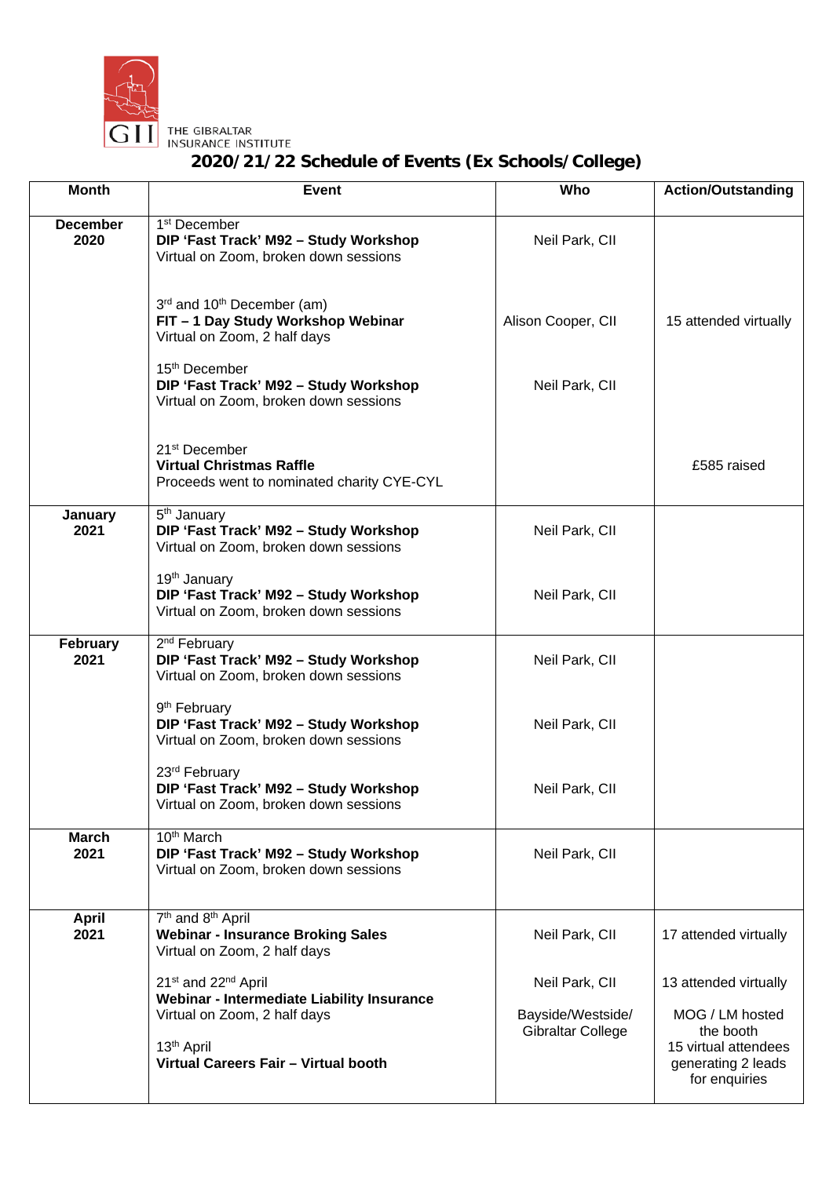THE GIBRALTAR INSURANCE INSTITUTE

# 2020/21/22 Schedule of Events (Ex Schools/College)

| Month | Event | Who | Action/Outstanding |
|---|---|---|---|
| **December 2020** | 1st December<br>**DIP 'Fast Track' M92 – Study Workshop**<br>Virtual on Zoom, broken down sessions | Neil Park, CII | |
| | 3rd and 10th December (am)<br>**FIT – 1 Day Study Workshop Webinar**<br>Virtual on Zoom, 2 half days | Alison Cooper, CII | 15 attended virtually |
| | 15th December<br>**DIP 'Fast Track' M92 – Study Workshop**<br>Virtual on Zoom, broken down sessions | Neil Park, CII | |
| | 21st December<br>**Virtual Christmas Raffle**<br>Proceeds went to nominated charity CYE-CYL | | £585 raised |
| **January 2021** | 5th January<br>**DIP 'Fast Track' M92 – Study Workshop**<br>Virtual on Zoom, broken down sessions | Neil Park, CII | |
| | 19th January<br>**DIP 'Fast Track' M92 – Study Workshop**<br>Virtual on Zoom, broken down sessions | Neil Park, CII | |
| **February 2021** | 2nd February<br>**DIP 'Fast Track' M92 – Study Workshop**<br>Virtual on Zoom, broken down sessions | Neil Park, CII | |
| | 9th February<br>**DIP 'Fast Track' M92 – Study Workshop**<br>Virtual on Zoom, broken down sessions | Neil Park, CII | |
| | 23rd February<br>**DIP 'Fast Track' M92 – Study Workshop**<br>Virtual on Zoom, broken down sessions | Neil Park, CII | |
| **March 2021** | 10th March<br>**DIP 'Fast Track' M92 – Study Workshop**<br>Virtual on Zoom, broken down sessions | Neil Park, CII | |
| **April 2021** | 7th and 8th April<br>**Webinar - Insurance Broking Sales**<br>Virtual on Zoom, 2 half days | Neil Park, CII | 17 attended virtually |
| | 21st and 22nd April<br>**Webinar - Intermediate Liability Insurance**<br>Virtual on Zoom, 2 half days | Neil Park, CII | 13 attended virtually |
| | 13th April<br>**Virtual Careers Fair – Virtual booth** | Bayside/Westside/ Gibraltar College | MOG / LM hosted the booth<br>15 virtual attendees generating 2 leads for enquiries |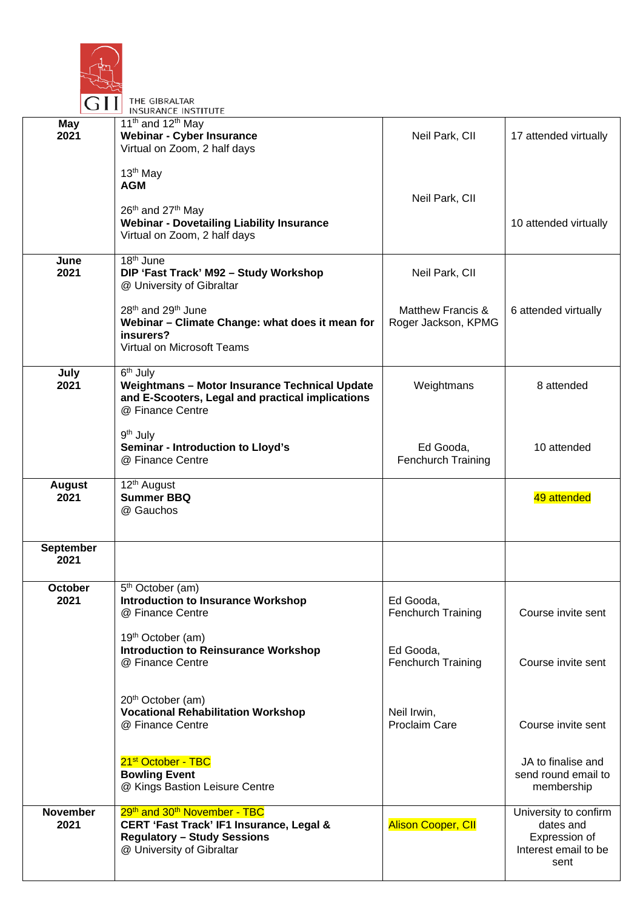THE GIBRALTAR INSURANCE INSTITUTE

| | | | |
|---|---|---|---|
| **May 2021** | 11th and 12th May<br>**Webinar - Cyber Insurance**<br>Virtual on Zoom, 2 half days<br><br>13th May<br>**AGM**<br><br>26th and 27th May<br>**Webinar - Dovetailing Liability Insurance**<br>Virtual on Zoom, 2 half days | Neil Park, CII<br><br>Neil Park, CII | 17 attended virtually<br><br>10 attended virtually |
| **June 2021** | 18th June<br>**DIP 'Fast Track' M92 – Study Workshop**<br>@ University of Gibraltar<br><br>28th and 29th June<br>**Webinar – Climate Change: what does it mean for insurers?**<br>Virtual on Microsoft Teams | Neil Park, CII<br><br>Matthew Francis & Roger Jackson, KPMG | <br><br>6 attended virtually |
| **July 2021** | 6th July<br>**Weightmans – Motor Insurance Technical Update and E-Scooters, Legal and practical implications**<br>@ Finance Centre<br><br>9th July<br>**Seminar - Introduction to Lloyd's**<br>@ Finance Centre | Weightmans<br><br>Ed Gooda, Fenchurch Training | 8 attended<br><br>10 attended |
| **August 2021** | 12th August<br>**Summer BBQ**<br>@ Gauchos | | 49 attended |
| **September 2021** | | | |
| **October 2021** | 5th October (am)<br>**Introduction to Insurance Workshop**<br>@ Finance Centre<br><br>19th October (am)<br>**Introduction to Reinsurance Workshop**<br>@ Finance Centre<br><br>20th October (am)<br>**Vocational Rehabilitation Workshop**<br>@ Finance Centre<br><br>21st October - TBC<br>**Bowling Event**<br>@ Kings Bastion Leisure Centre | Ed Gooda, Fenchurch Training<br><br>Ed Gooda, Fenchurch Training<br><br>Neil Irwin, Proclaim Care | Course invite sent<br><br>Course invite sent<br><br>Course invite sent<br><br>JA to finalise and send round email to membership |
| **November 2021** | 29th and 30th November - TBC<br>**CERT 'Fast Track' IF1 Insurance, Legal & Regulatory – Study Sessions**<br>@ University of Gibraltar | Alison Cooper, CII | University to confirm dates and Expression of Interest email to be sent |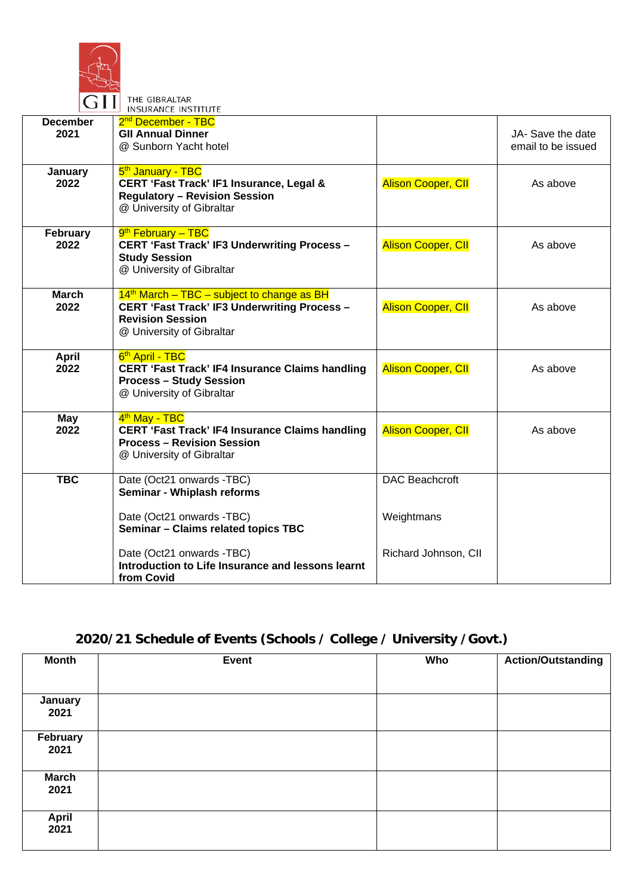THE GIBRALTAR INSURANCE INSTITUTE

| | | | |
|---|---|---|---|
| **December 2021** | 2nd December - TBC<br>**GII Annual Dinner**<br>@ Sunborn Yacht hotel | | JA- Save the date email to be issued |
| **January 2022** | 5th January - TBC<br>**CERT 'Fast Track' IF1 Insurance, Legal & Regulatory – Revision Session**<br>@ University of Gibraltar | Alison Cooper, CII | As above |
| **February 2022** | 9th February – TBC<br>**CERT 'Fast Track' IF3 Underwriting Process – Study Session**<br>@ University of Gibraltar | Alison Cooper, CII | As above |
| **March 2022** | 14th March – TBC – subject to change as BH<br>**CERT 'Fast Track' IF3 Underwriting Process – Revision Session**<br>@ University of Gibraltar | Alison Cooper, CII | As above |
| **April 2022** | 6th April - TBC<br>**CERT 'Fast Track' IF4 Insurance Claims handling Process – Study Session**<br>@ University of Gibraltar | Alison Cooper, CII | As above |
| **May 2022** | 4th May - TBC<br>**CERT 'Fast Track' IF4 Insurance Claims handling Process – Revision Session**<br>@ University of Gibraltar | Alison Cooper, CII | As above |
| **TBC** | Date (Oct21 onwards -TBC)<br>**Seminar - Whiplash reforms**<br><br>Date (Oct21 onwards -TBC)<br>**Seminar – Claims related topics TBC**<br><br>Date (Oct21 onwards -TBC)<br>**Introduction to Life Insurance and lessons learnt from Covid** | DAC Beachcroft<br><br>Weightmans<br><br>Richard Johnson, CII | |

## 2020/21 Schedule of Events (Schools / College / University / Govt.)

| Month | Event | Who | Action/Outstanding |
|---|---|---|---|
| **January 2021** | | | |
| **February 2021** | | | |
| **March 2021** | | | |
| **April 2021** | | | |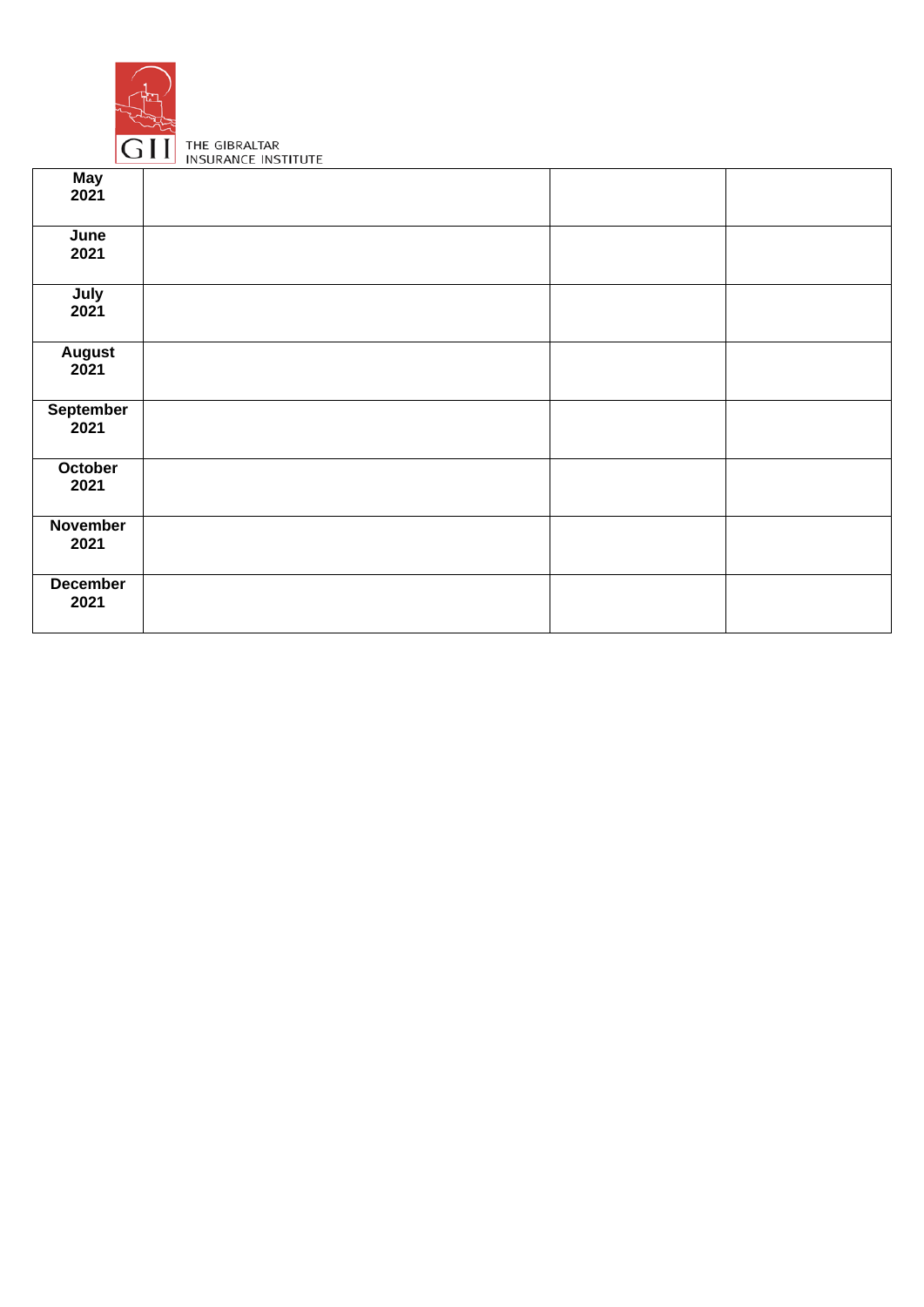THE GIBRALTAR INSURANCE INSTITUTE

| | | | |
|---|---|---|---|
| **May 2021** | | | |
| **June 2021** | | | |
| **July 2021** | | | |
| **August 2021** | | | |
| **September 2021** | | | |
| **October 2021** | | | |
| **November 2021** | | | |
| **December 2021** | | | |